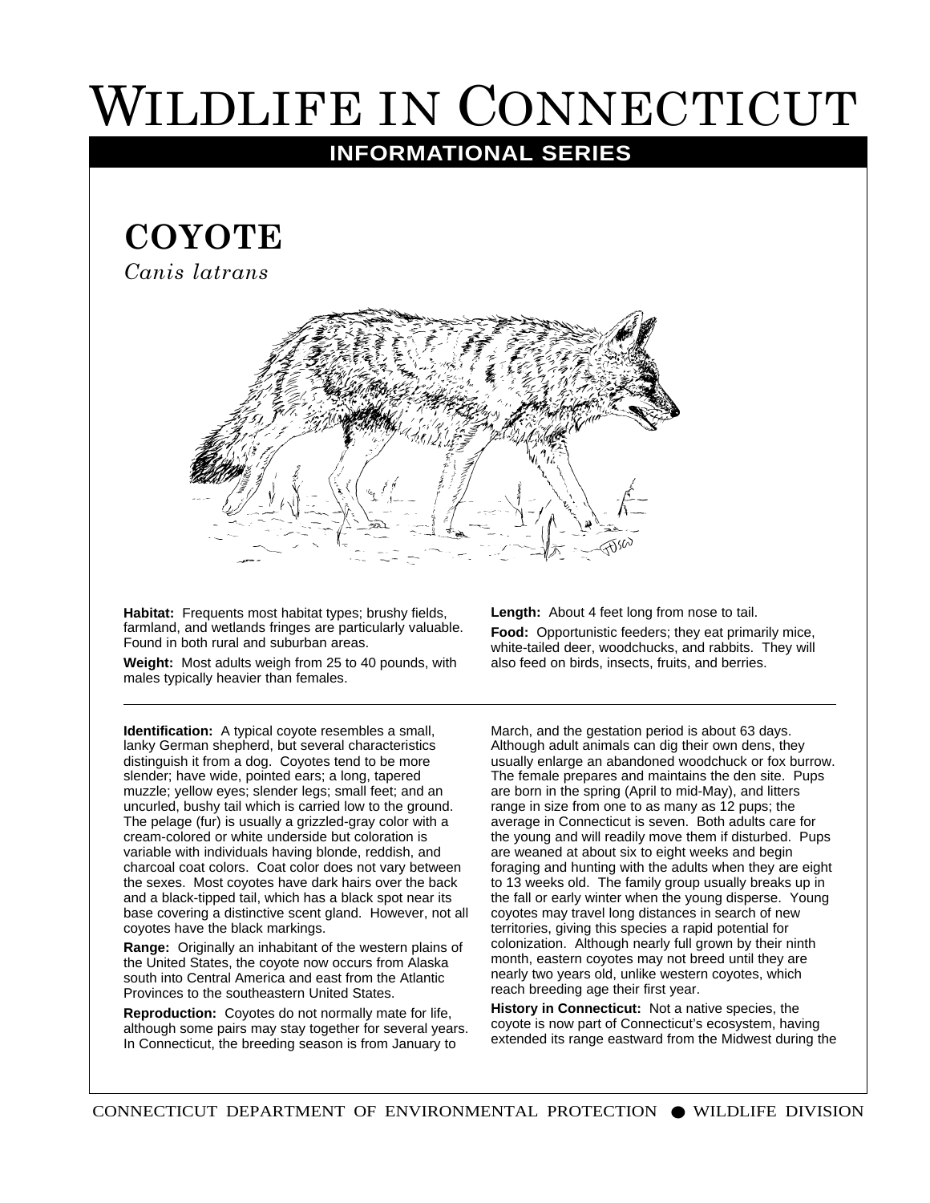# WILDLIFE IN CONNECTICUT

## INFORMATIONAL SERIES

## COYOTE

*Canis latrans*

**Habitat:** Frequents most habitat types; brushy fields, farmland, and wetlands fringes are particularly valuable. Found in both rural and suburban areas.

**Weight:** Most adults weigh from 25 to 40 pounds, with males typically heavier than females.

**Length:** About 4 feet long from nose to tail.

**Food:** Opportunistic feeders; they eat primarily mice, white-tailed deer, woodchucks, and rabbits. They will also feed on birds, insects, fruits, and berries.

---

**Identification:** A typical coyote resembles a small, lanky German shepherd, but several characteristics distinguish it from a dog. Coyotes tend to be more slender; have wide, pointed ears; a long, tapered muzzle; yellow eyes; slender legs; small feet; and an uncurled, bushy tail which is carried low to the ground. The pelage (fur) is usually a grizzled-gray color with a cream-colored or white underside but coloration is variable with individuals having blonde, reddish, and charcoal coat colors. Coat color does not vary between the sexes. Most coyotes have dark hairs over the back and a black-tipped tail, which has a black spot near its base covering a distinctive scent gland. However, not all coyotes have the black markings.

**Range:** Originally an inhabitant of the western plains of the United States, the coyote now occurs from Alaska south into Central America and east from the Atlantic Provinces to the southeastern United States.

**Reproduction:** Coyotes do not normally mate for life, although some pairs may stay together for several years. In Connecticut, the breeding season is from January to March, and the gestation period is about 63 days. Although adult animals can dig their own dens, they usually enlarge an abandoned woodchuck or fox burrow. The female prepares and maintains the den site. Pups are born in the spring (April to mid-May), and litters range in size from one to as many as 12 pups; the average in Connecticut is seven. Both adults care for the young and will readily move them if disturbed. Pups are weaned at about six to eight weeks and begin foraging and hunting with the adults when they are eight to 13 weeks old. The family group usually breaks up in the fall or early winter when the young disperse. Young coyotes may travel long distances in search of new territories, giving this species a rapid potential for colonization. Although nearly full grown by their ninth month, eastern coyotes may not breed until they are nearly two years old, unlike western coyotes, which reach breeding age their first year.

**History in Connecticut:** Not a native species, the coyote is now part of Connecticut's ecosystem, having extended its range eastward from the Midwest during the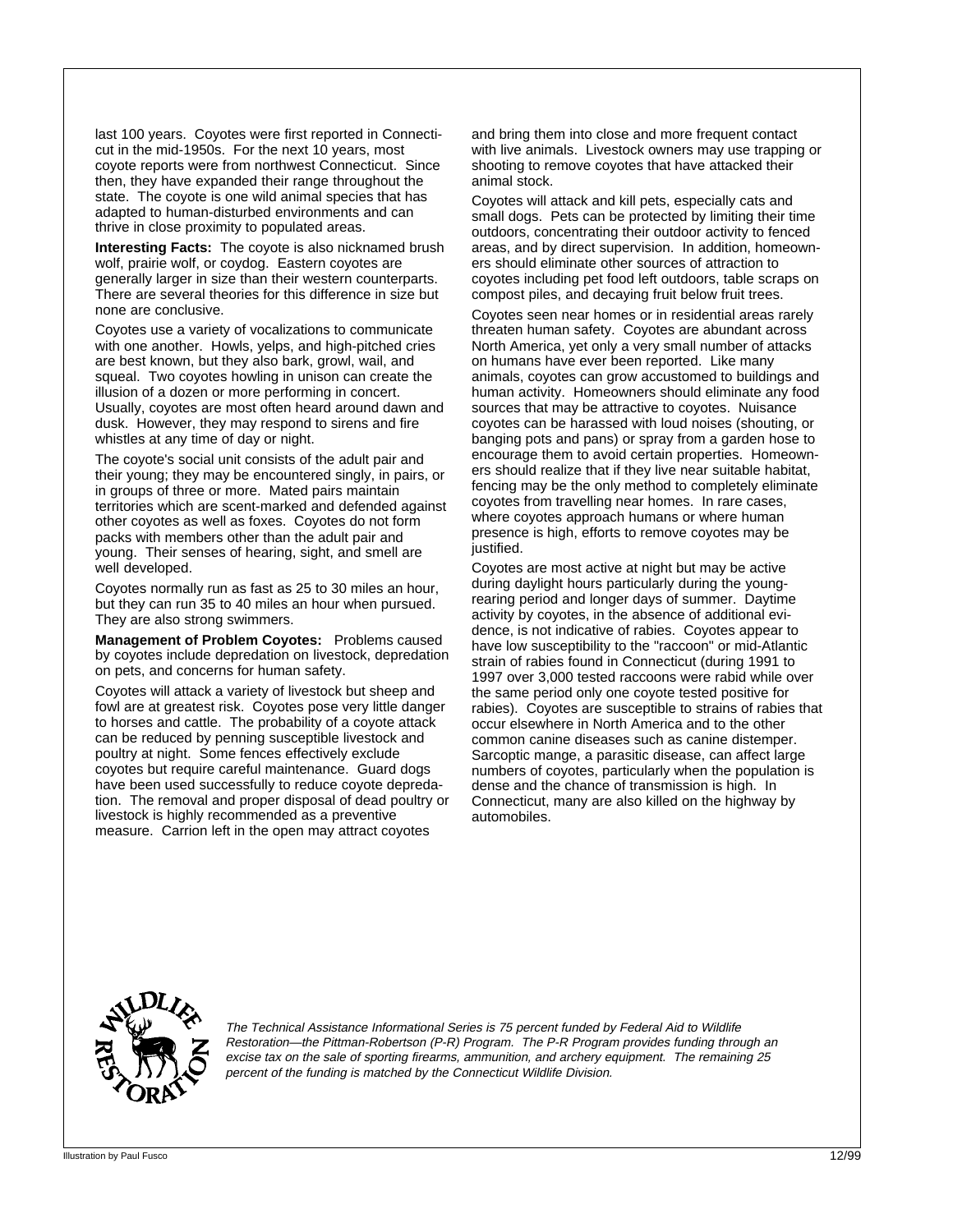last 100 years. Coyotes were first reported in Connecticut in the mid-1950s. For the next 10 years, most coyote reports were from northwest Connecticut. Since then, they have expanded their range throughout the state. The coyote is one wild animal species that has adapted to human-disturbed environments and can thrive in close proximity to populated areas.

**Interesting Facts:** The coyote is also nicknamed brush wolf, prairie wolf, or coydog. Eastern coyotes are generally larger in size than their western counterparts. There are several theories for this difference in size but none are conclusive.

Coyotes use a variety of vocalizations to communicate with one another. Howls, yelps, and high-pitched cries are best known, but they also bark, growl, wail, and squeal. Two coyotes howling in unison can create the illusion of a dozen or more performing in concert. Usually, coyotes are most often heard around dawn and dusk. However, they may respond to sirens and fire whistles at any time of day or night.

The coyote's social unit consists of the adult pair and their young; they may be encountered singly, in pairs, or in groups of three or more. Mated pairs maintain territories which are scent-marked and defended against other coyotes as well as foxes. Coyotes do not form packs with members other than the adult pair and young. Their senses of hearing, sight, and smell are well developed.

Coyotes normally run as fast as 25 to 30 miles an hour, but they can run 35 to 40 miles an hour when pursued. They are also strong swimmers.

**Management of Problem Coyotes:** Problems caused by coyotes include depredation on livestock, depredation on pets, and concerns for human safety.

Coyotes will attack a variety of livestock but sheep and fowl are at greatest risk. Coyotes pose very little danger to horses and cattle. The probability of a coyote attack can be reduced by penning susceptible livestock and poultry at night. Some fences effectively exclude coyotes but require careful maintenance. Guard dogs have been used successfully to reduce coyote depredation. The removal and proper disposal of dead poultry or livestock is highly recommended as a preventive measure. Carrion left in the open may attract coyotes and bring them into close and more frequent contact with live animals. Livestock owners may use trapping or shooting to remove coyotes that have attacked their animal stock.

Coyotes will attack and kill pets, especially cats and small dogs. Pets can be protected by limiting their time outdoors, concentrating their outdoor activity to fenced areas, and by direct supervision. In addition, homeowners should eliminate other sources of attraction to coyotes including pet food left outdoors, table scraps on compost piles, and decaying fruit below fruit trees.

Coyotes seen near homes or in residential areas rarely threaten human safety. Coyotes are abundant across North America, yet only a very small number of attacks on humans have ever been reported. Like many animals, coyotes can grow accustomed to buildings and human activity. Homeowners should eliminate any food sources that may be attractive to coyotes. Nuisance coyotes can be harassed with loud noises (shouting, or banging pots and pans) or spray from a garden hose to encourage them to avoid certain properties. Homeowners should realize that if they live near suitable habitat, fencing may be the only method to completely eliminate coyotes from travelling near homes. In rare cases, where coyotes approach humans or where human presence is high, efforts to remove coyotes may be justified.

Coyotes are most active at night but may be active during daylight hours particularly during the young-rearing period and longer days of summer. Daytime activity by coyotes, in the absence of additional evidence, is not indicative of rabies. Coyotes appear to have low susceptibility to the "raccoon" or mid-Atlantic strain of rabies found in Connecticut (during 1991 to 1997 over 3,000 tested raccoons were rabid while over the same period only one coyote tested positive for rabies). Coyotes are susceptible to strains of rabies that occur elsewhere in North America and to the other common canine diseases such as canine distemper. Sarcoptic mange, a parasitic disease, can affect large numbers of coyotes, particularly when the population is dense and the chance of transmission is high. In Connecticut, many are also killed on the highway by automobiles.

WILDLIFE RESTORATION

*The Technical Assistance Informational Series is 75 percent funded by Federal Aid to Wildlife Restoration—the Pittman-Robertson (P-R) Program. The P-R Program provides funding through an excise tax on the sale of sporting firearms, ammunition, and archery equipment. The remaining 25 percent of the funding is matched by the Connecticut Wildlife Division.*

Illustration by Paul Fusco

12/99